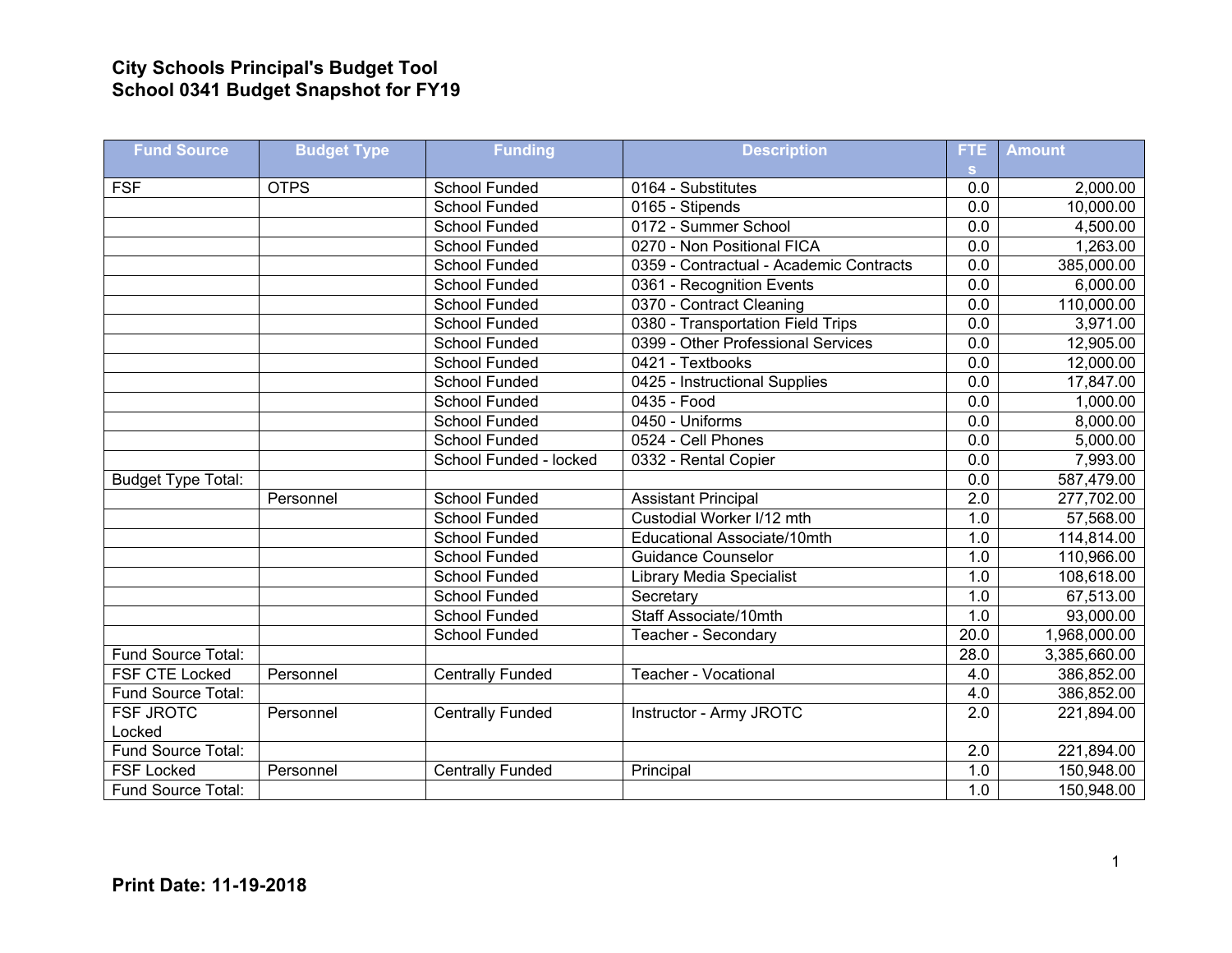**City Schools Principal's Budget Tool**
**School 0341 Budget Snapshot for FY19**

| Fund Source | Budget Type | Funding | Description | FTEs | Amount |
|---|---|---|---|---|---|
| FSF | OTPS | School Funded | 0164 - Substitutes | 0.0 | 2,000.00 |
| | | School Funded | 0165 - Stipends | 0.0 | 10,000.00 |
| | | School Funded | 0172 - Summer School | 0.0 | 4,500.00 |
| | | School Funded | 0270 - Non Positional FICA | 0.0 | 1,263.00 |
| | | School Funded | 0359 - Contractual - Academic Contracts | 0.0 | 385,000.00 |
| | | School Funded | 0361 - Recognition Events | 0.0 | 6,000.00 |
| | | School Funded | 0370 - Contract Cleaning | 0.0 | 110,000.00 |
| | | School Funded | 0380 - Transportation Field Trips | 0.0 | 3,971.00 |
| | | School Funded | 0399 - Other Professional Services | 0.0 | 12,905.00 |
| | | School Funded | 0421 - Textbooks | 0.0 | 12,000.00 |
| | | School Funded | 0425 - Instructional Supplies | 0.0 | 17,847.00 |
| | | School Funded | 0435 - Food | 0.0 | 1,000.00 |
| | | School Funded | 0450 - Uniforms | 0.0 | 8,000.00 |
| | | School Funded | 0524 - Cell Phones | 0.0 | 5,000.00 |
| | | School Funded - locked | 0332 - Rental Copier | 0.0 | 7,993.00 |
| Budget Type Total: | | | | 0.0 | 587,479.00 |
| | Personnel | School Funded | Assistant Principal | 2.0 | 277,702.00 |
| | | School Funded | Custodial Worker I/12 mth | 1.0 | 57,568.00 |
| | | School Funded | Educational Associate/10mth | 1.0 | 114,814.00 |
| | | School Funded | Guidance Counselor | 1.0 | 110,966.00 |
| | | School Funded | Library Media Specialist | 1.0 | 108,618.00 |
| | | School Funded | Secretary | 1.0 | 67,513.00 |
| | | School Funded | Staff Associate/10mth | 1.0 | 93,000.00 |
| | | School Funded | Teacher - Secondary | 20.0 | 1,968,000.00 |
| Fund Source Total: | | | | 28.0 | 3,385,660.00 |
| FSF CTE Locked | Personnel | Centrally Funded | Teacher - Vocational | 4.0 | 386,852.00 |
| Fund Source Total: | | | | 4.0 | 386,852.00 |
| FSF JROTC Locked | Personnel | Centrally Funded | Instructor - Army JROTC | 2.0 | 221,894.00 |
| Fund Source Total: | | | | 2.0 | 221,894.00 |
| FSF Locked | Personnel | Centrally Funded | Principal | 1.0 | 150,948.00 |
| Fund Source Total: | | | | 1.0 | 150,948.00 |

**Print Date: 11-19-2018**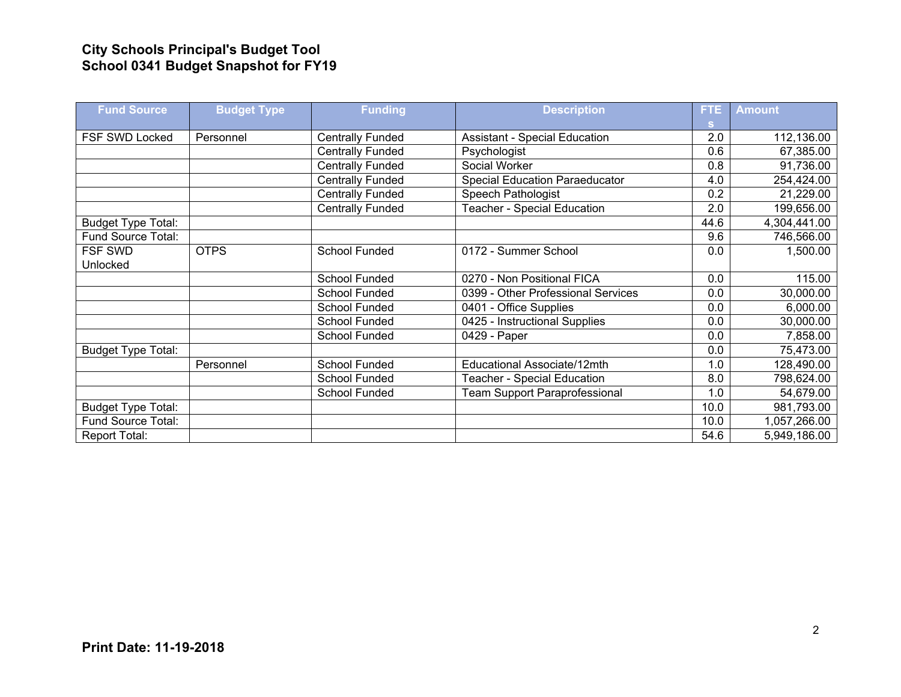**City Schools Principal's Budget Tool**
**School 0341 Budget Snapshot for FY19**

| Fund Source | Budget Type | Funding | Description | FTEs | Amount |
|---|---|---|---|---|---|
| FSF SWD Locked | Personnel | Centrally Funded | Assistant - Special Education | 2.0 | 112,136.00 |
| | | Centrally Funded | Psychologist | 0.6 | 67,385.00 |
| | | Centrally Funded | Social Worker | 0.8 | 91,736.00 |
| | | Centrally Funded | Special Education Paraeducator | 4.0 | 254,424.00 |
| | | Centrally Funded | Speech Pathologist | 0.2 | 21,229.00 |
| | | Centrally Funded | Teacher - Special Education | 2.0 | 199,656.00 |
| Budget Type Total: | | | | 44.6 | 4,304,441.00 |
| Fund Source Total: | | | | 9.6 | 746,566.00 |
| FSF SWD Unlocked | OTPS | School Funded | 0172 - Summer School | 0.0 | 1,500.00 |
| | | School Funded | 0270 - Non Positional FICA | 0.0 | 115.00 |
| | | School Funded | 0399 - Other Professional Services | 0.0 | 30,000.00 |
| | | School Funded | 0401 - Office Supplies | 0.0 | 6,000.00 |
| | | School Funded | 0425 - Instructional Supplies | 0.0 | 30,000.00 |
| | | School Funded | 0429 - Paper | 0.0 | 7,858.00 |
| Budget Type Total: | | | | 0.0 | 75,473.00 |
| | Personnel | School Funded | Educational Associate/12mth | 1.0 | 128,490.00 |
| | | School Funded | Teacher - Special Education | 8.0 | 798,624.00 |
| | | School Funded | Team Support Paraprofessional | 1.0 | 54,679.00 |
| Budget Type Total: | | | | 10.0 | 981,793.00 |
| Fund Source Total: | | | | 10.0 | 1,057,266.00 |
| Report Total: | | | | 54.6 | 5,949,186.00 |

**Print Date: 11-19-2018**